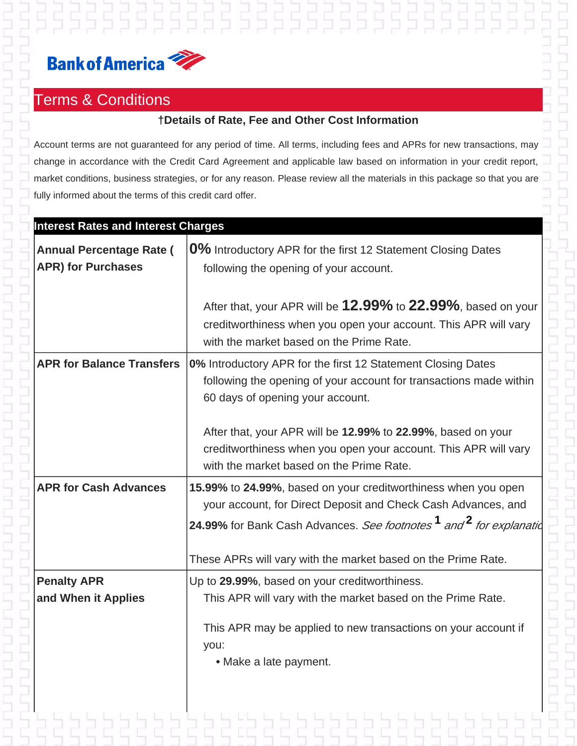Bank of America

## Terms & Conditions

### †Details of Rate, Fee and Other Cost Information

Account terms are not guaranteed for any period of time. All terms, including fees and APRs for new transactions, may change in accordance with the Credit Card Agreement and applicable law based on information in your credit report, market conditions, business strategies, or for any reason. Please review all the materials in this package so that you are fully informed about the terms of this credit card offer.

| Interest Rates and Interest Charges | |
|---|---|
| **Annual Percentage Rate ( APR) for Purchases** | **0%** Introductory APR for the first 12 Statement Closing Dates following the opening of your account.<br><br>After that, your APR will be **12.99%** to **22.99%**, based on your creditworthiness when you open your account. This APR will vary with the market based on the Prime Rate. |
| **APR for Balance Transfers** | **0%** Introductory APR for the first 12 Statement Closing Dates following the opening of your account for transactions made within 60 days of opening your account.<br><br>After that, your APR will be **12.99%** to **22.99%**, based on your creditworthiness when you open your account. This APR will vary with the market based on the Prime Rate. |
| **APR for Cash Advances** | **15.99%** to **24.99%**, based on your creditworthiness when you open your account, for Direct Deposit and Check Cash Advances, and **24.99%** for Bank Cash Advances. *See footnotes* [1] *and* [2] *for explanatio*<br><br>These APRs will vary with the market based on the Prime Rate. |
| **Penalty APR and When it Applies** | Up to **29.99%**, based on your creditworthiness. This APR will vary with the market based on the Prime Rate.<br><br>This APR may be applied to new transactions on your account if you:<br>• Make a late payment. |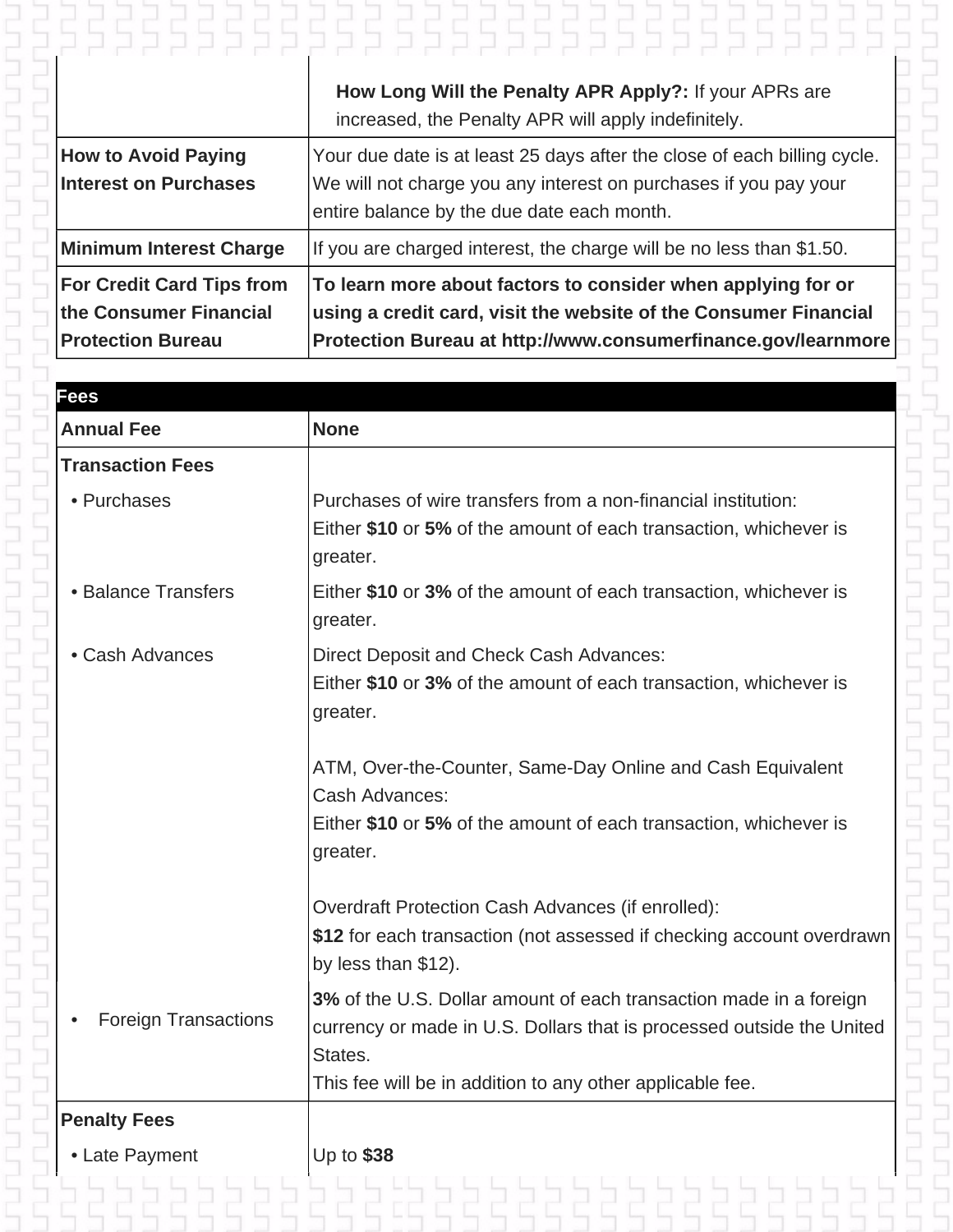| | |
|---|---|
| | **How Long Will the Penalty APR Apply?:** If your APRs are increased, the Penalty APR will apply indefinitely. |
| **How to Avoid Paying Interest on Purchases** | Your due date is at least 25 days after the close of each billing cycle. We will not charge you any interest on purchases if you pay your entire balance by the due date each month. |
| **Minimum Interest Charge** | If you are charged interest, the charge will be no less than $1.50. |
| **For Credit Card Tips from the Consumer Financial Protection Bureau** | **To learn more about factors to consider when applying for or using a credit card, visit the website of the Consumer Financial Protection Bureau at http://www.consumerfinance.gov/learnmore** |

| **Fees** | |
|---|---|
| **Annual Fee** | **None** |
| **Transaction Fees** | |
| • Purchases | Purchases of wire transfers from a non-financial institution:<br>Either **$10** or **5%** of the amount of each transaction, whichever is greater. |
| • Balance Transfers | Either **$10** or **3%** of the amount of each transaction, whichever is greater. |
| • Cash Advances | Direct Deposit and Check Cash Advances:<br>Either **$10** or **3%** of the amount of each transaction, whichever is greater.<br><br>ATM, Over-the-Counter, Same-Day Online and Cash Equivalent Cash Advances:<br>Either **$10** or **5%** of the amount of each transaction, whichever is greater.<br><br>Overdraft Protection Cash Advances (if enrolled):<br>**$12** for each transaction (not assessed if checking account overdrawn by less than $12). |
| • Foreign Transactions | **3%** of the U.S. Dollar amount of each transaction made in a foreign currency or made in U.S. Dollars that is processed outside the United States.<br>This fee will be in addition to any other applicable fee. |
| **Penalty Fees** | |
| • Late Payment | Up to **$38** |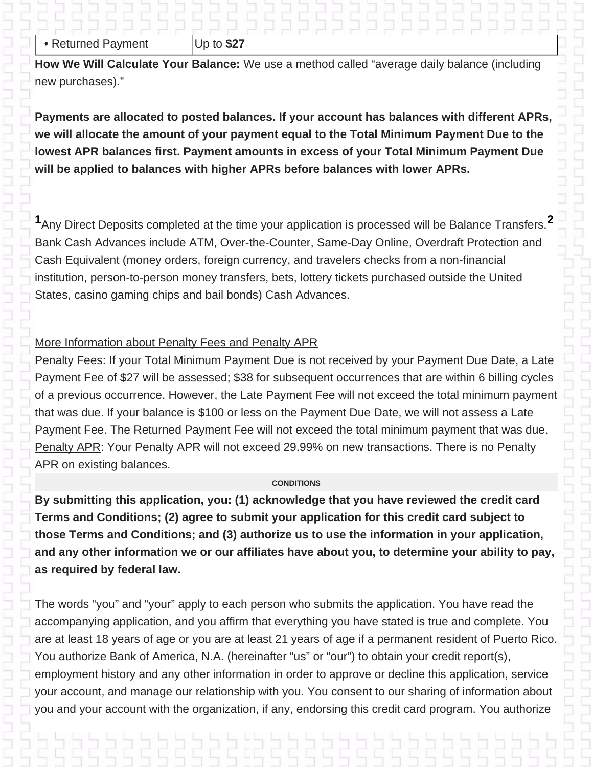| • Returned Payment | Up to **$27** |
|---|---|

**How We Will Calculate Your Balance:** We use a method called "average daily balance (including new purchases)."

**Payments are allocated to posted balances. If your account has balances with different APRs, we will allocate the amount of your payment equal to the Total Minimum Payment Due to the lowest APR balances first. Payment amounts in excess of your Total Minimum Payment Due will be applied to balances with higher APRs before balances with lower APRs.**

[1] Any Direct Deposits completed at the time your application is processed will be Balance Transfers. [2] Bank Cash Advances include ATM, Over-the-Counter, Same-Day Online, Overdraft Protection and Cash Equivalent (money orders, foreign currency, and travelers checks from a non-financial institution, person-to-person money transfers, bets, lottery tickets purchased outside the United States, casino gaming chips and bail bonds) Cash Advances.

More Information about Penalty Fees and Penalty APR

Penalty Fees: If your Total Minimum Payment Due is not received by your Payment Due Date, a Late Payment Fee of $27 will be assessed; $38 for subsequent occurrences that are within 6 billing cycles of a previous occurrence. However, the Late Payment Fee will not exceed the total minimum payment that was due. If your balance is $100 or less on the Payment Due Date, we will not assess a Late Payment Fee. The Returned Payment Fee will not exceed the total minimum payment that was due.
Penalty APR: Your Penalty APR will not exceed 29.99% on new transactions. There is no Penalty APR on existing balances.

**CONDITIONS**

**By submitting this application, you: (1) acknowledge that you have reviewed the credit card Terms and Conditions; (2) agree to submit your application for this credit card subject to those Terms and Conditions; and (3) authorize us to use the information in your application, and any other information we or our affiliates have about you, to determine your ability to pay, as required by federal law.**

The words "you" and "your" apply to each person who submits the application. You have read the accompanying application, and you affirm that everything you have stated is true and complete. You are at least 18 years of age or you are at least 21 years of age if a permanent resident of Puerto Rico. You authorize Bank of America, N.A. (hereinafter "us" or "our") to obtain your credit report(s), employment history and any other information in order to approve or decline this application, service your account, and manage our relationship with you. You consent to our sharing of information about you and your account with the organization, if any, endorsing this credit card program. You authorize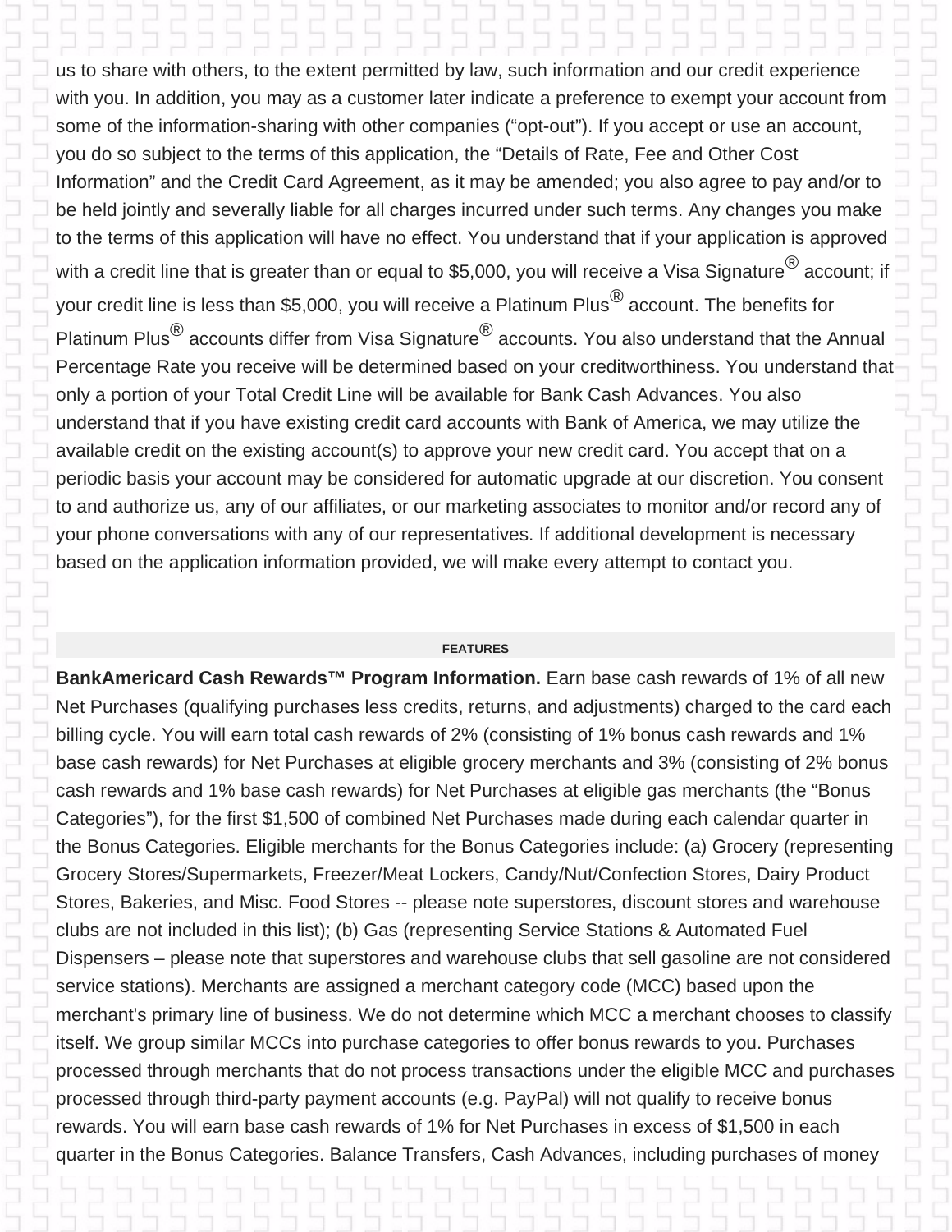us to share with others, to the extent permitted by law, such information and our credit experience with you. In addition, you may as a customer later indicate a preference to exempt your account from some of the information-sharing with other companies ("opt-out"). If you accept or use an account, you do so subject to the terms of this application, the "Details of Rate, Fee and Other Cost Information" and the Credit Card Agreement, as it may be amended; you also agree to pay and/or to be held jointly and severally liable for all charges incurred under such terms. Any changes you make to the terms of this application will have no effect. You understand that if your application is approved with a credit line that is greater than or equal to $5,000, you will receive a Visa Signature® account; if your credit line is less than $5,000, you will receive a Platinum Plus® account. The benefits for Platinum Plus® accounts differ from Visa Signature® accounts. You also understand that the Annual Percentage Rate you receive will be determined based on your creditworthiness. You understand that only a portion of your Total Credit Line will be available for Bank Cash Advances. You also understand that if you have existing credit card accounts with Bank of America, we may utilize the available credit on the existing account(s) to approve your new credit card. You accept that on a periodic basis your account may be considered for automatic upgrade at our discretion. You consent to and authorize us, any of our affiliates, or our marketing associates to monitor and/or record any of your phone conversations with any of our representatives. If additional development is necessary based on the application information provided, we will make every attempt to contact you.

## FEATURES

**BankAmericard Cash Rewards™ Program Information.** Earn base cash rewards of 1% of all new Net Purchases (qualifying purchases less credits, returns, and adjustments) charged to the card each billing cycle. You will earn total cash rewards of 2% (consisting of 1% bonus cash rewards and 1% base cash rewards) for Net Purchases at eligible grocery merchants and 3% (consisting of 2% bonus cash rewards and 1% base cash rewards) for Net Purchases at eligible gas merchants (the "Bonus Categories"), for the first $1,500 of combined Net Purchases made during each calendar quarter in the Bonus Categories. Eligible merchants for the Bonus Categories include: (a) Grocery (representing Grocery Stores/Supermarkets, Freezer/Meat Lockers, Candy/Nut/Confection Stores, Dairy Product Stores, Bakeries, and Misc. Food Stores -- please note superstores, discount stores and warehouse clubs are not included in this list); (b) Gas (representing Service Stations & Automated Fuel Dispensers – please note that superstores and warehouse clubs that sell gasoline are not considered service stations). Merchants are assigned a merchant category code (MCC) based upon the merchant's primary line of business. We do not determine which MCC a merchant chooses to classify itself. We group similar MCCs into purchase categories to offer bonus rewards to you. Purchases processed through merchants that do not process transactions under the eligible MCC and purchases processed through third-party payment accounts (e.g. PayPal) will not qualify to receive bonus rewards. You will earn base cash rewards of 1% for Net Purchases in excess of $1,500 in each quarter in the Bonus Categories. Balance Transfers, Cash Advances, including purchases of money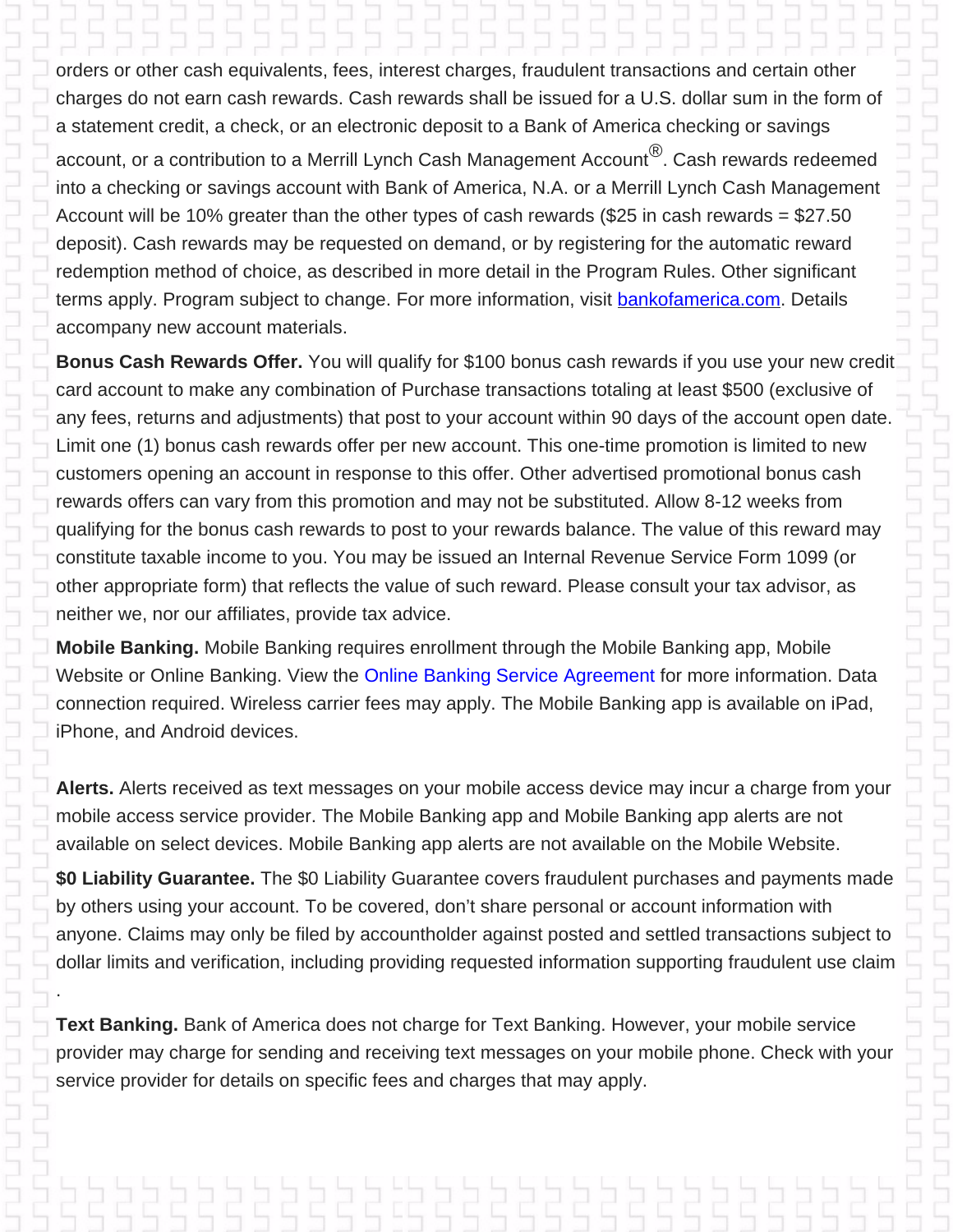orders or other cash equivalents, fees, interest charges, fraudulent transactions and certain other charges do not earn cash rewards. Cash rewards shall be issued for a U.S. dollar sum in the form of a statement credit, a check, or an electronic deposit to a Bank of America checking or savings account, or a contribution to a Merrill Lynch Cash Management Account®. Cash rewards redeemed into a checking or savings account with Bank of America, N.A. or a Merrill Lynch Cash Management Account will be 10% greater than the other types of cash rewards ($25 in cash rewards = $27.50 deposit). Cash rewards may be requested on demand, or by registering for the automatic reward redemption method of choice, as described in more detail in the Program Rules. Other significant terms apply. Program subject to change. For more information, visit [bankofamerica.com](bankofamerica.com). Details accompany new account materials.

**Bonus Cash Rewards Offer.** You will qualify for $100 bonus cash rewards if you use your new credit card account to make any combination of Purchase transactions totaling at least $500 (exclusive of any fees, returns and adjustments) that post to your account within 90 days of the account open date. Limit one (1) bonus cash rewards offer per new account. This one-time promotion is limited to new customers opening an account in response to this offer. Other advertised promotional bonus cash rewards offers can vary from this promotion and may not be substituted. Allow 8-12 weeks from qualifying for the bonus cash rewards to post to your rewards balance. The value of this reward may constitute taxable income to you. You may be issued an Internal Revenue Service Form 1099 (or other appropriate form) that reflects the value of such reward. Please consult your tax advisor, as neither we, nor our affiliates, provide tax advice.

**Mobile Banking.** Mobile Banking requires enrollment through the Mobile Banking app, Mobile Website or Online Banking. View the Online Banking Service Agreement for more information. Data connection required. Wireless carrier fees may apply. The Mobile Banking app is available on iPad, iPhone, and Android devices.

**Alerts.** Alerts received as text messages on your mobile access device may incur a charge from your mobile access service provider. The Mobile Banking app and Mobile Banking app alerts are not available on select devices. Mobile Banking app alerts are not available on the Mobile Website.

**$0 Liability Guarantee.** The $0 Liability Guarantee covers fraudulent purchases and payments made by others using your account. To be covered, don't share personal or account information with anyone. Claims may only be filed by accountholder against posted and settled transactions subject to dollar limits and verification, including providing requested information supporting fraudulent use claim.

**Text Banking.** Bank of America does not charge for Text Banking. However, your mobile service provider may charge for sending and receiving text messages on your mobile phone. Check with your service provider for details on specific fees and charges that may apply.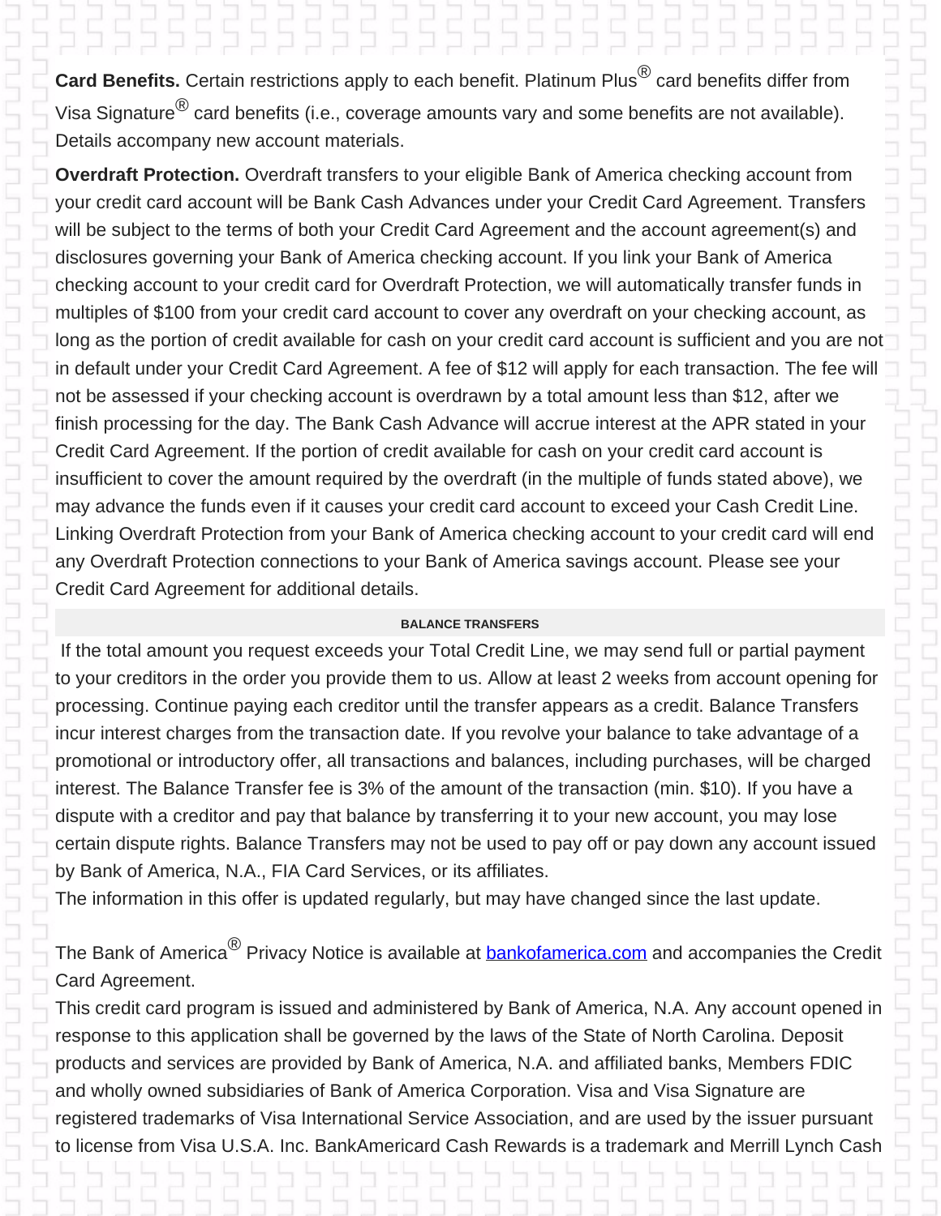**Card Benefits.** Certain restrictions apply to each benefit. Platinum Plus® card benefits differ from Visa Signature® card benefits (i.e., coverage amounts vary and some benefits are not available). Details accompany new account materials.

**Overdraft Protection.** Overdraft transfers to your eligible Bank of America checking account from your credit card account will be Bank Cash Advances under your Credit Card Agreement. Transfers will be subject to the terms of both your Credit Card Agreement and the account agreement(s) and disclosures governing your Bank of America checking account. If you link your Bank of America checking account to your credit card for Overdraft Protection, we will automatically transfer funds in multiples of $100 from your credit card account to cover any overdraft on your checking account, as long as the portion of credit available for cash on your credit card account is sufficient and you are not in default under your Credit Card Agreement. A fee of $12 will apply for each transaction. The fee will not be assessed if your checking account is overdrawn by a total amount less than $12, after we finish processing for the day. The Bank Cash Advance will accrue interest at the APR stated in your Credit Card Agreement. If the portion of credit available for cash on your credit card account is insufficient to cover the amount required by the overdraft (in the multiple of funds stated above), we may advance the funds even if it causes your credit card account to exceed your Cash Credit Line. Linking Overdraft Protection from your Bank of America checking account to your credit card will end any Overdraft Protection connections to your Bank of America savings account. Please see your Credit Card Agreement for additional details.

**BALANCE TRANSFERS**

If the total amount you request exceeds your Total Credit Line, we may send full or partial payment to your creditors in the order you provide them to us. Allow at least 2 weeks from account opening for processing. Continue paying each creditor until the transfer appears as a credit. Balance Transfers incur interest charges from the transaction date. If you revolve your balance to take advantage of a promotional or introductory offer, all transactions and balances, including purchases, will be charged interest. The Balance Transfer fee is 3% of the amount of the transaction (min. $10). If you have a dispute with a creditor and pay that balance by transferring it to your new account, you may lose certain dispute rights. Balance Transfers may not be used to pay off or pay down any account issued by Bank of America, N.A., FIA Card Services, or its affiliates.
The information in this offer is updated regularly, but may have changed since the last update.

The Bank of America® Privacy Notice is available at [bankofamerica.com](bankofamerica.com) and accompanies the Credit Card Agreement.
This credit card program is issued and administered by Bank of America, N.A. Any account opened in response to this application shall be governed by the laws of the State of North Carolina. Deposit products and services are provided by Bank of America, N.A. and affiliated banks, Members FDIC and wholly owned subsidiaries of Bank of America Corporation. Visa and Visa Signature are registered trademarks of Visa International Service Association, and are used by the issuer pursuant to license from Visa U.S.A. Inc. BankAmericard Cash Rewards is a trademark and Merrill Lynch Cash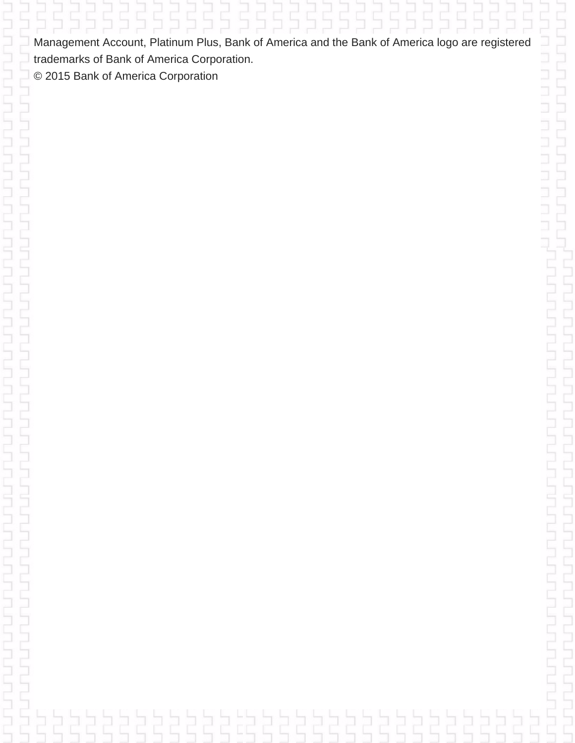Management Account, Platinum Plus, Bank of America and the Bank of America logo are registered trademarks of Bank of America Corporation.

© 2015 Bank of America Corporation